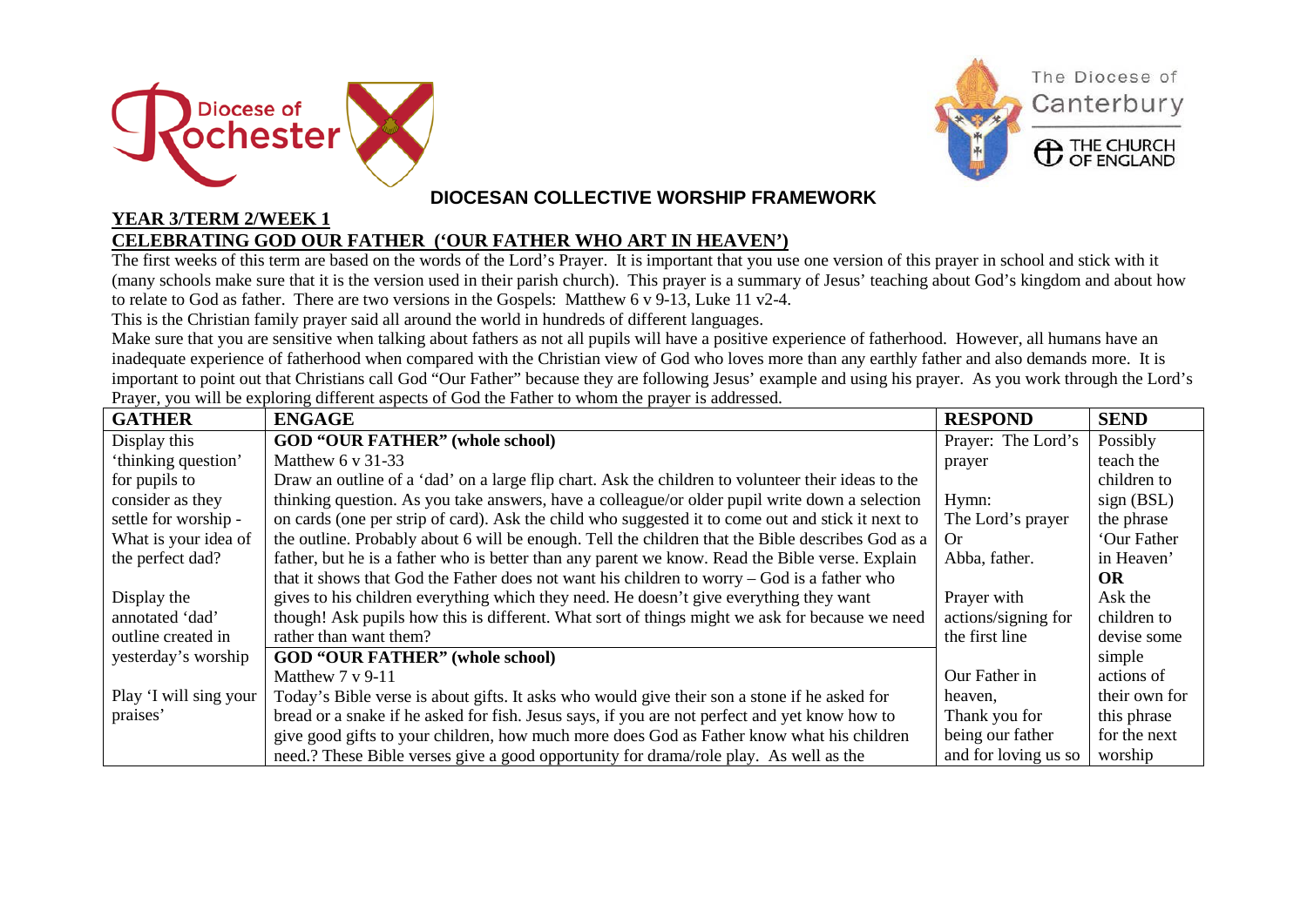Diocese of Rochester

The Diocese of Canterbury

THE CHURCH OF ENGLAND

## DIOCESAN COLLECTIVE WORSHIP FRAMEWORK

**YEAR 3/TERM 2/WEEK 1**

**CELEBRATING GOD OUR FATHER ('OUR FATHER WHO ART IN HEAVEN')**

The first weeks of this term are based on the words of the Lord's Prayer. It is important that you use one version of this prayer in school and stick with it (many schools make sure that it is the version used in their parish church). This prayer is a summary of Jesus' teaching about God's kingdom and about how to relate to God as father. There are two versions in the Gospels: Matthew 6 v 9-13, Luke 11 v2-4.

This is the Christian family prayer said all around the world in hundreds of different languages.

Make sure that you are sensitive when talking about fathers as not all pupils will have a positive experience of fatherhood. However, all humans have an inadequate experience of fatherhood when compared with the Christian view of God who loves more than any earthly father and also demands more. It is important to point out that Christians call God "Our Father" because they are following Jesus' example and using his prayer. As you work through the Lord's Prayer, you will be exploring different aspects of God the Father to whom the prayer is addressed.

| GATHER | ENGAGE | RESPOND | SEND |
|---|---|---|---|
| Display this 'thinking question' for pupils to consider as they settle for worship - What is your idea of the perfect dad? | **GOD "OUR FATHER" (whole school)**<br>Matthew 6 v 31-33<br>Draw an outline of a 'dad' on a large flip chart. Ask the children to volunteer their ideas to the thinking question. As you take answers, have a colleague/or older pupil write down a selection on cards (one per strip of card). Ask the child who suggested it to come out and stick it next to the outline. Probably about 6 will be enough. Tell the children that the Bible describes God as a father, but he is a father who is better than any parent we know. Read the Bible verse. Explain that it shows that God the Father does not want his children to worry – God is a father who gives to his children everything which they need. He doesn't give everything they want though! Ask pupils how this is different. What sort of things might we ask for because we need rather than want them? | Prayer: The Lord's prayer<br><br>Hymn:<br>The Lord's prayer<br>Or<br>Abba, father.<br><br>Prayer with actions/signing for the first line | Possibly teach the children to sign (BSL) the phrase 'Our Father in Heaven'<br>**OR**<br>Ask the children to devise some simple actions of their own for this phrase for the next worship |
| Display the annotated 'dad' outline created in yesterday's worship<br><br>Play 'I will sing your praises' | **GOD "OUR FATHER" (whole school)**<br>Matthew 7 v 9-11<br>Today's Bible verse is about gifts. It asks who would give their son a stone if he asked for bread or a snake if he asked for fish. Jesus says, if you are not perfect and yet know how to give good gifts to your children, how much more does God as Father know what his children need.? These Bible verses give a good opportunity for drama/role play. As well as the | Our Father in heaven,<br>Thank you for being our father and for loving us so | |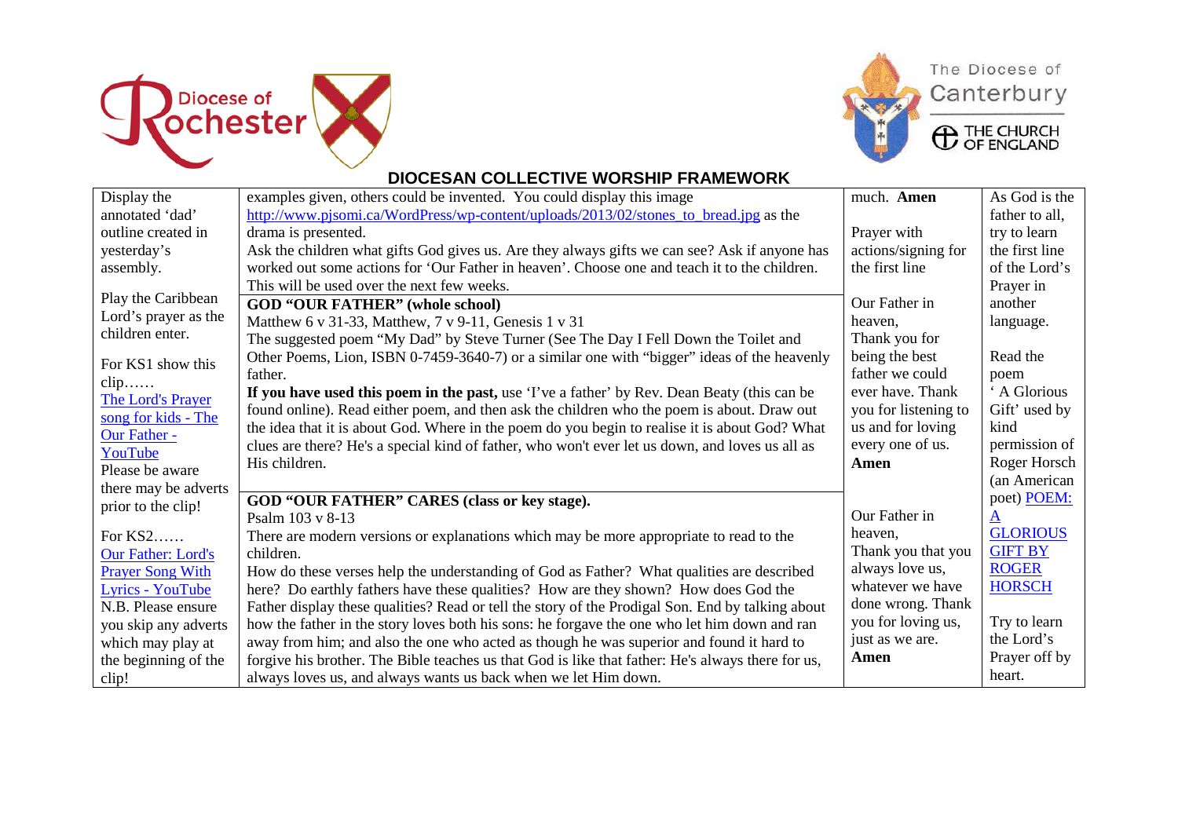DIOCESAN COLLECTIVE WORSHIP FRAMEWORK

| | | | |
|---|---|---|---|
| Display the annotated 'dad' outline created in yesterday's assembly.<br><br>Play the Caribbean Lord's prayer as the children enter.<br><br>For KS1 show this clip……<br>[The Lord's Prayer song for kids - The Our Father - YouTube]<br>Please be aware there may be adverts prior to the clip!<br><br>For KS2……<br>[Our Father: Lord's Prayer Song With Lyrics - YouTube]<br>N.B. Please ensure you skip any adverts which may play at the beginning of the clip! | examples given, others could be invented. You could display this image http://www.pjsomi.ca/WordPress/wp-content/uploads/2013/02/stones_to_bread.jpg as the drama is presented.<br>Ask the children what gifts God gives us. Are they always gifts we can see? Ask if anyone has worked out some actions for 'Our Father in heaven'. Choose one and teach it to the children. This will be used over the next few weeks. | much. **Amen**<br><br>Prayer with actions/signing for the first line | As God is the father to all, try to learn the first line of the Lord's Prayer in another language.<br><br>Read the poem ' A Glorious Gift' used by kind permission of Roger Horsch (an American poet) [POEM: A GLORIOUS GIFT BY ROGER HORSCH]<br><br>Try to learn the Lord's Prayer off by heart. |
| | **GOD "OUR FATHER" (whole school)**<br>Matthew 6 v 31-33, Matthew, 7 v 9-11, Genesis 1 v 31<br>The suggested poem "My Dad" by Steve Turner (See The Day I Fell Down the Toilet and Other Poems, Lion, ISBN 0-7459-3640-7) or a similar one with "bigger" ideas of the heavenly father.<br>**If you have used this poem in the past,** use 'I've a father' by Rev. Dean Beaty (this can be found online). Read either poem, and then ask the children who the poem is about. Draw out the idea that it is about God. Where in the poem do you begin to realise it is about God? What clues are there? He's a special kind of father, who won't ever let us down, and loves us all as His children. | Our Father in heaven,<br>Thank you for being the best father we could ever have. Thank you for listening to us and for loving every one of us.<br>**Amen** | |
| | **GOD "OUR FATHER" CARES (class or key stage).**<br>Psalm 103 v 8-13<br>There are modern versions or explanations which may be more appropriate to read to the children.<br>How do these verses help the understanding of God as Father? What qualities are described here? Do earthly fathers have these qualities? How are they shown? How does God the Father display these qualities? Read or tell the story of the Prodigal Son. End by talking about how the father in the story loves both his sons: he forgave the one who let him down and ran away from him; and also the one who acted as though he was superior and found it hard to forgive his brother. The Bible teaches us that God is like that father: He's always there for us, always loves us, and always wants us back when we let Him down. | Our Father in heaven,<br>Thank you that you always love us, whatever we have done wrong. Thank you for loving us, just as we are.<br>**Amen** | |